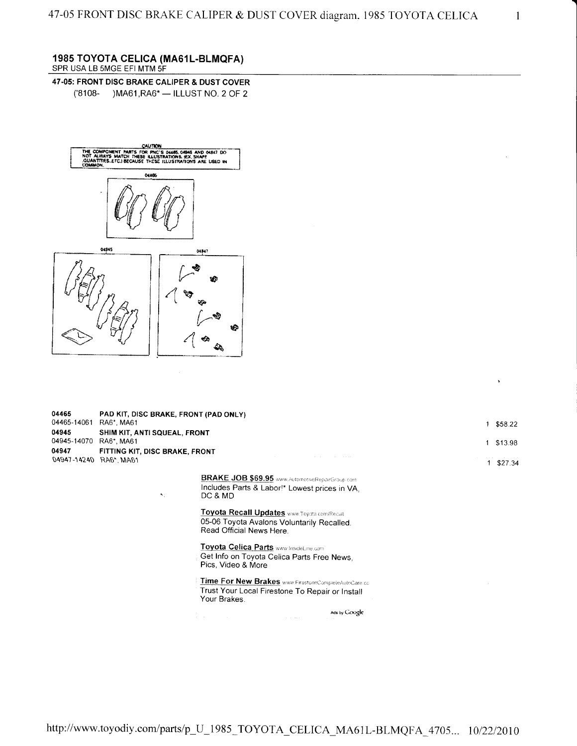# 1985 TOYOTA CELICA (MA61L-BLMQFA)

SPR USA LB 5MGE EFI MTM 5F

## 47-05: FRONT DISC BRAKE CALIPER & DUST COVER

('8108- )MA61,RA6* — ILLUST NO. 2 OF 2

CAUTION
THE COMPONENT PARTS FOR PNC'S 04465, 04945 AND 04947 DO NOT ALWAYS MATCH THESE ILLUSTRATIONS (EX. SHAPE, QUANTITIES, ETC.) BECAUSE THESE ILLUSTRATIONS ARE USED IN COMMON.

04465

04945

04947

| Part No. | Description | Qty | Price |
|---|---|---|---|
| **04465** | **PAD KIT, DISC BRAKE, FRONT (PAD ONLY)** | | |
| 04465-14061 | RA6*, MA61 | 1 | $58.22 |
| **04945** | **SHIM KIT, ANTI SQUEAL, FRONT** | | |
| 04945-14070 | RA6*, MA61 | 1 | $13.98 |
| **04947** | **FITTING KIT, DISC BRAKE, FRONT** | | |
| 04947-14240 | RA6*, MA61 | 1 | $27.34 |

**BRAKE JOB $69.95** www.AutomotiveRepairGroup.com
Includes Parts & Labor!* Lowest prices in VA, DC & MD

**Toyota Recall Updates** www.Toyota.com/Recall
05-06 Toyota Avalons Voluntarily Recalled. Read Official News Here.

**Toyota Celica Parts** www.InsideLine.com
Get Info on Toyota Celica Parts Free News, Pics, Video & More

**Time For New Brakes** www.FirestoneCompleteAutoCare.cc
Trust Your Local Firestone To Repair or Install Your Brakes.

Ads by Google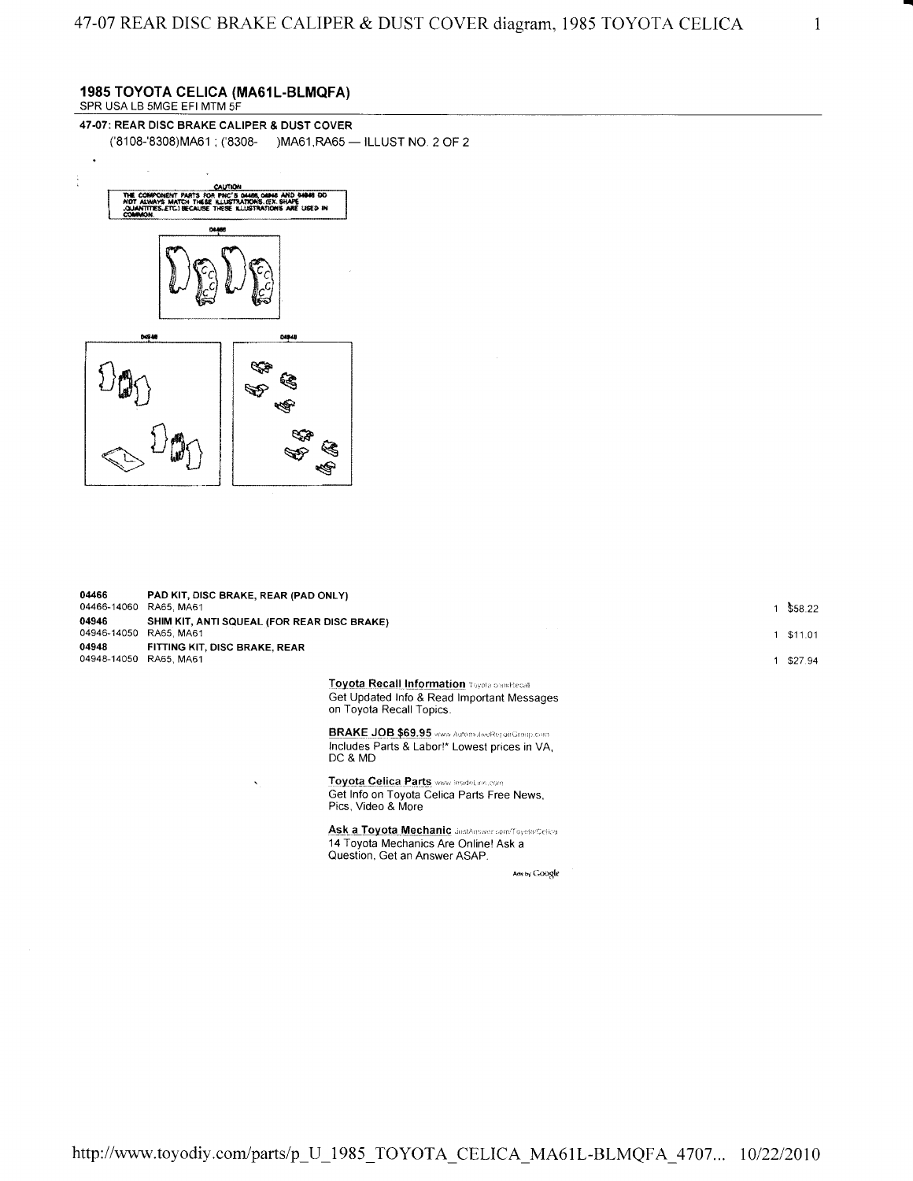## 1985 TOYOTA CELICA (MA61L-BLMQFA)

SPR USA LB 5MGE EFI MTM 5F

### 47-07: REAR DISC BRAKE CALIPER & DUST COVER

('8108-'8308)MA61 ; ('8308- )MA61,RA65 — ILLUST NO. 2 OF 2

CAUTION
THE COMPONENT PARTS FOR PNC'S 04466, 04946 AND 04948 DO NOT ALWAYS MATCH THESE ILLUSTRATIONS. (EX. SHAPE, QUANTITIES, ETC.) BECAUSE THESE ILLUSTRATIONS ARE USED IN COMMON.

04466

04946 04948

| | | | |
|---|---|---|---|
| **04466** | **PAD KIT, DISC BRAKE, REAR (PAD ONLY)** | | |
| 04466-14060 | RA65, MA61 | 1 | $58.22 |
| **04946** | **SHIM KIT, ANTI SQUEAL (FOR REAR DISC BRAKE)** | | |
| 04946-14050 | RA65, MA61 | 1 | $11.01 |
| **04948** | **FITTING KIT, DISC BRAKE, REAR** | | |
| 04948-14050 | RA65, MA61 | 1 | $27.94 |

**Toyota Recall Information** Toyota.com/Recall
Get Updated Info & Read Important Messages on Toyota Recall Topics.

**BRAKE JOB $69.95** www.AutomotiveRepairGroup.com
Includes Parts & Labor!* Lowest prices in VA, DC & MD

**Toyota Celica Parts** www.InsideLine.com
Get Info on Toyota Celica Parts Free News, Pics, Video & More

**Ask a Toyota Mechanic** JustAnswer.com/Toyota/Celica
14 Toyota Mechanics Are Online! Ask a Question, Get an Answer ASAP.

Ads by Google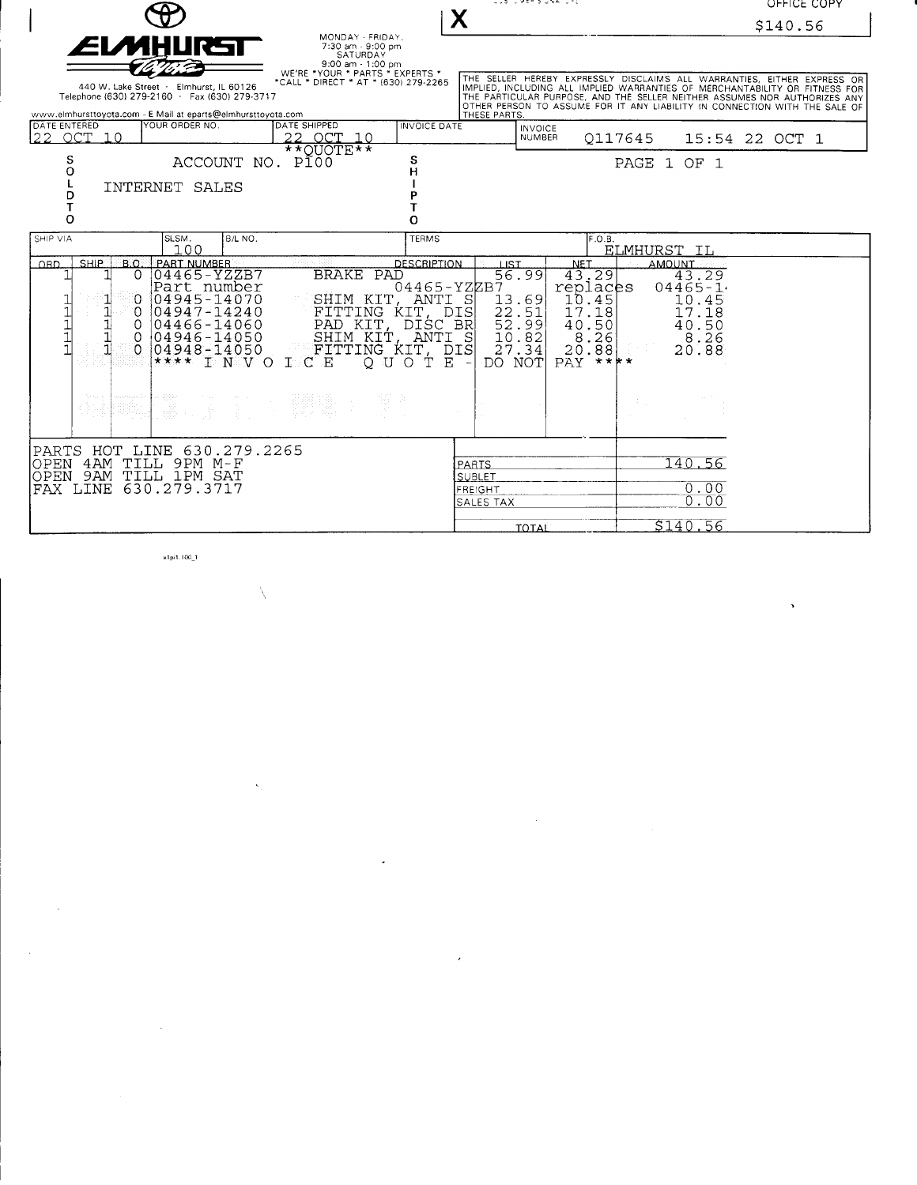X

OFFICE COPY

$140.56

# ELMHURST Toyota

440 W. Lake Street · Elmhurst, IL 60126
Telephone (630) 279-2160 · Fax (630) 279-3717
www.elmhursttoyota.com - E Mail at eparts@elmhursttoyota.com

MONDAY - FRIDAY
7:30 am - 9:00 pm
SATURDAY
9:00 am - 1:00 pm
WE'RE *YOUR * PARTS * EXPERTS *
*CALL * DIRECT * AT * (630) 279-2265

THE SELLER HEREBY EXPRESSLY DISCLAIMS ALL WARRANTIES, EITHER EXPRESS OR IMPLIED, INCLUDING ALL IMPLIED WARRANTIES OF MERCHANTABILITY OR FITNESS FOR THE PARTICULAR PURPOSE, AND THE SELLER NEITHER ASSUMES NOR AUTHORIZES ANY OTHER PERSON TO ASSUME FOR IT ANY LIABILITY IN CONNECTION WITH THE SALE OF THESE PARTS.

| DATE ENTERED | YOUR ORDER NO. | DATE SHIPPED | INVOICE DATE | INVOICE NUMBER |
|---|---|---|---|---|
| 22 OCT 10 | | 22 OCT 10 | | Q117645 15:54 22 OCT 1 |

**QUOTE**

SOLD TO: ACCOUNT NO. P100
INTERNET SALES

SHIP TO:

PAGE 1 OF 1

| SHIP VIA | SLSM. | B/L NO. | TERMS | F.O.B. |
|---|---|---|---|---|
| | 100 | | | ELMHURST IL |

| ORD. | SHIP | B.O. | PART NUMBER | DESCRIPTION | LIST | NET | AMOUNT |
|---|---|---|---|---|---|---|---|
| 1 | 1 | 0 | 04465-YZZB7 | BRAKE PAD | 56.99 | 43.29 | 43.29 |
| | | | Part number | 04465-YZZB7 | | replaces | 04465-1 |
| 1 | 1 | 0 | 04945-14070 | SHIM KIT, ANTI S | 13.69 | 10.45 | 10.45 |
| 1 | 1 | 0 | 04947-14240 | FITTING KIT, DIS | 22.51 | 17.18 | 17.18 |
| 1 | 1 | 0 | 04466-14060 | PAD KIT, DISC BR | 52.99 | 40.50 | 40.50 |
| 1 | 1 | 0 | 04946-14050 | SHIM KIT, ANTI S | 10.82 | 8.26 | 8.26 |
| 1 | 1 | 0 | 04948-14050 | FITTING KIT, DIS | 27.34 | 20.88 | 20.88 |
| | | | **** I N V O I C E | Q U O T E - | DO NOT | PAY **** | |

PARTS HOT LINE 630.279.2265
OPEN 4AM TILL 9PM M-F
OPEN 9AM TILL 1PM SAT
FAX LINE 630.279.3717

| | |
|---|---|
| PARTS | 140.56 |
| SUBLET | |
| FREIGHT | 0.00 |
| SALES TAX | 0.00 |
| TOTAL | $140.56 |

x1pi1.100_1